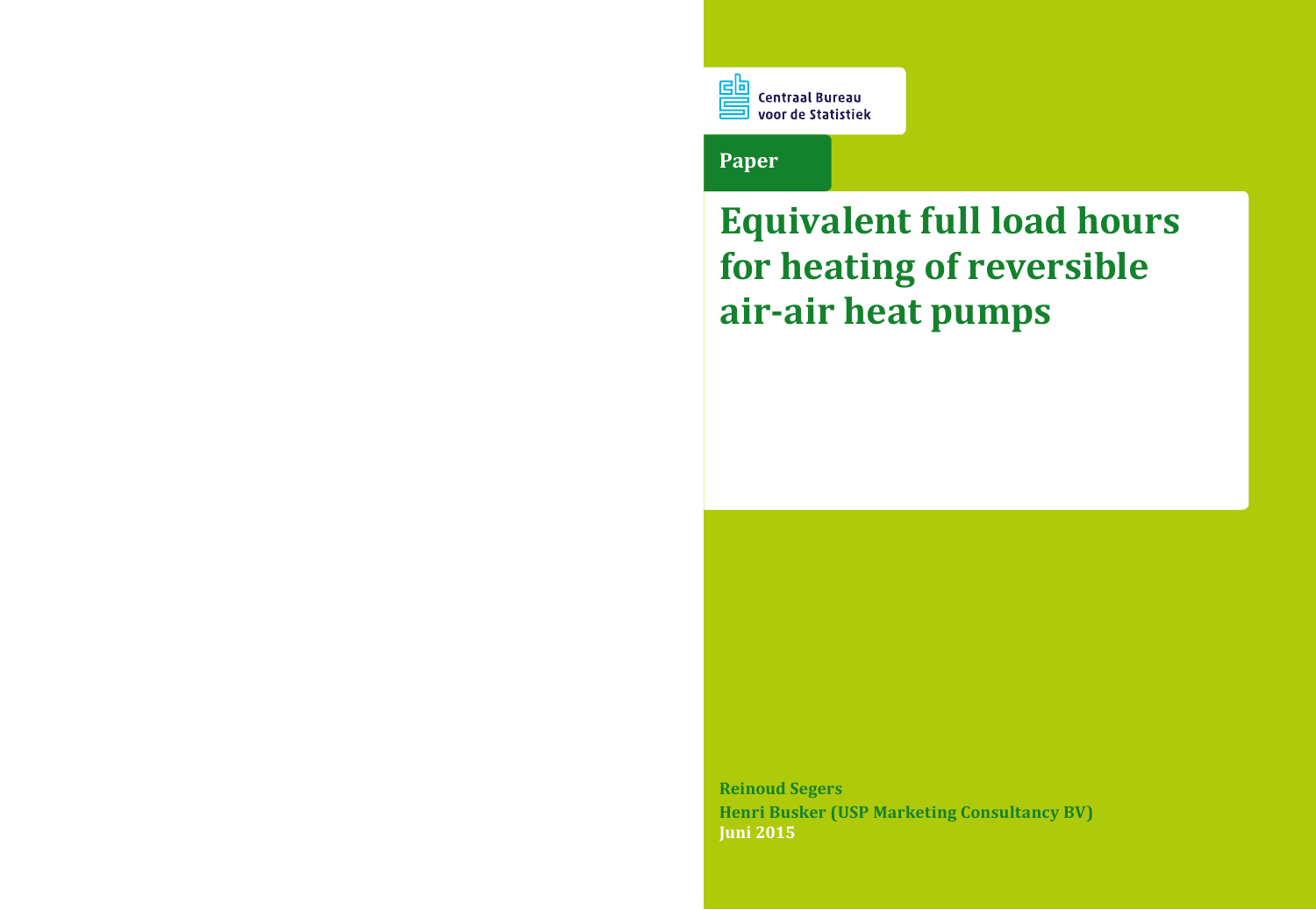Centraal Bureau voor de Statistiek

Paper

# Equivalent full load hours for heating of reversible air-air heat pumps

**Reinoud Segers**
**Henri Busker (USP Marketing Consultancy BV)**
**Juni 2015**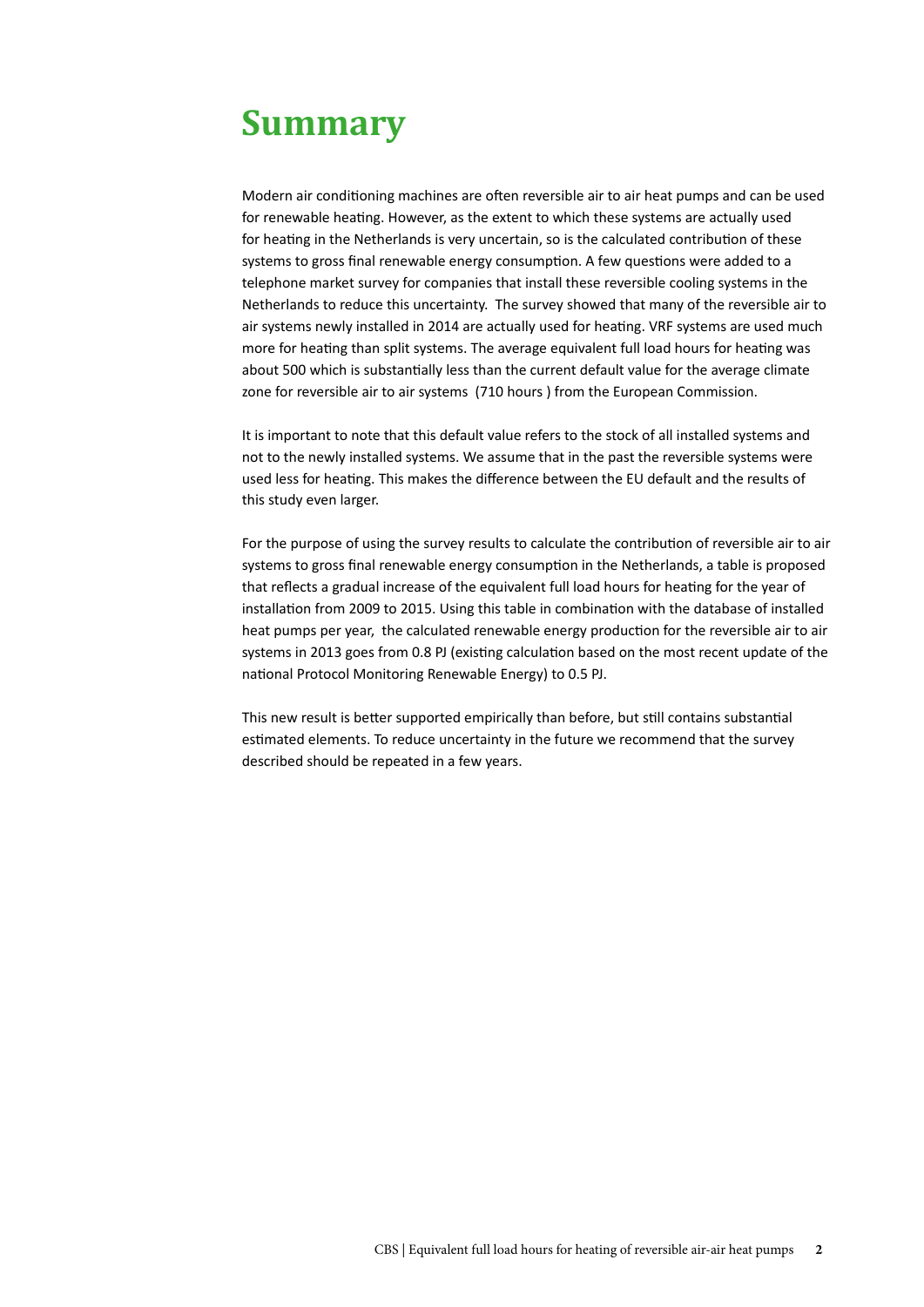# Summary

Modern air conditioning machines are often reversible air to air heat pumps and can be used for renewable heating. However, as the extent to which these systems are actually used for heating in the Netherlands is very uncertain, so is the calculated contribution of these systems to gross final renewable energy consumption. A few questions were added to a telephone market survey for companies that install these reversible cooling systems in the Netherlands to reduce this uncertainty. The survey showed that many of the reversible air to air systems newly installed in 2014 are actually used for heating. VRF systems are used much more for heating than split systems. The average equivalent full load hours for heating was about 500 which is substantially less than the current default value for the average climate zone for reversible air to air systems (710 hours ) from the European Commission.

It is important to note that this default value refers to the stock of all installed systems and not to the newly installed systems. We assume that in the past the reversible systems were used less for heating. This makes the difference between the EU default and the results of this study even larger.

For the purpose of using the survey results to calculate the contribution of reversible air to air systems to gross final renewable energy consumption in the Netherlands, a table is proposed that reflects a gradual increase of the equivalent full load hours for heating for the year of installation from 2009 to 2015. Using this table in combination with the database of installed heat pumps per year, the calculated renewable energy production for the reversible air to air systems in 2013 goes from 0.8 PJ (existing calculation based on the most recent update of the national Protocol Monitoring Renewable Energy) to 0.5 PJ.

This new result is better supported empirically than before, but still contains substantial estimated elements. To reduce uncertainty in the future we recommend that the survey described should be repeated in a few years.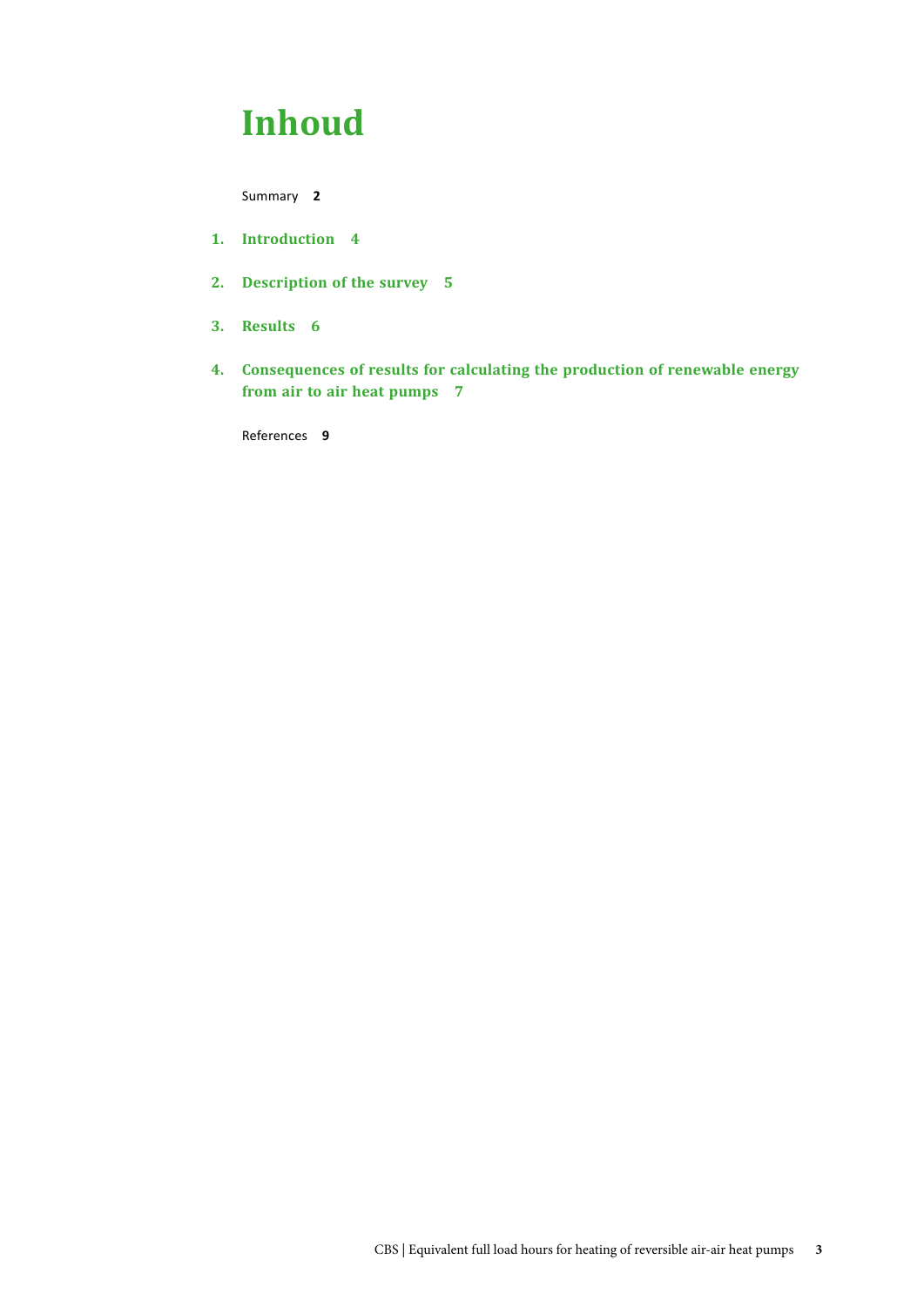# Inhoud

Summary **2**

1. **Introduction 4**

2. **Description of the survey 5**

3. **Results 6**

4. **Consequences of results for calculating the production of renewable energy from air to air heat pumps 7**

References **9**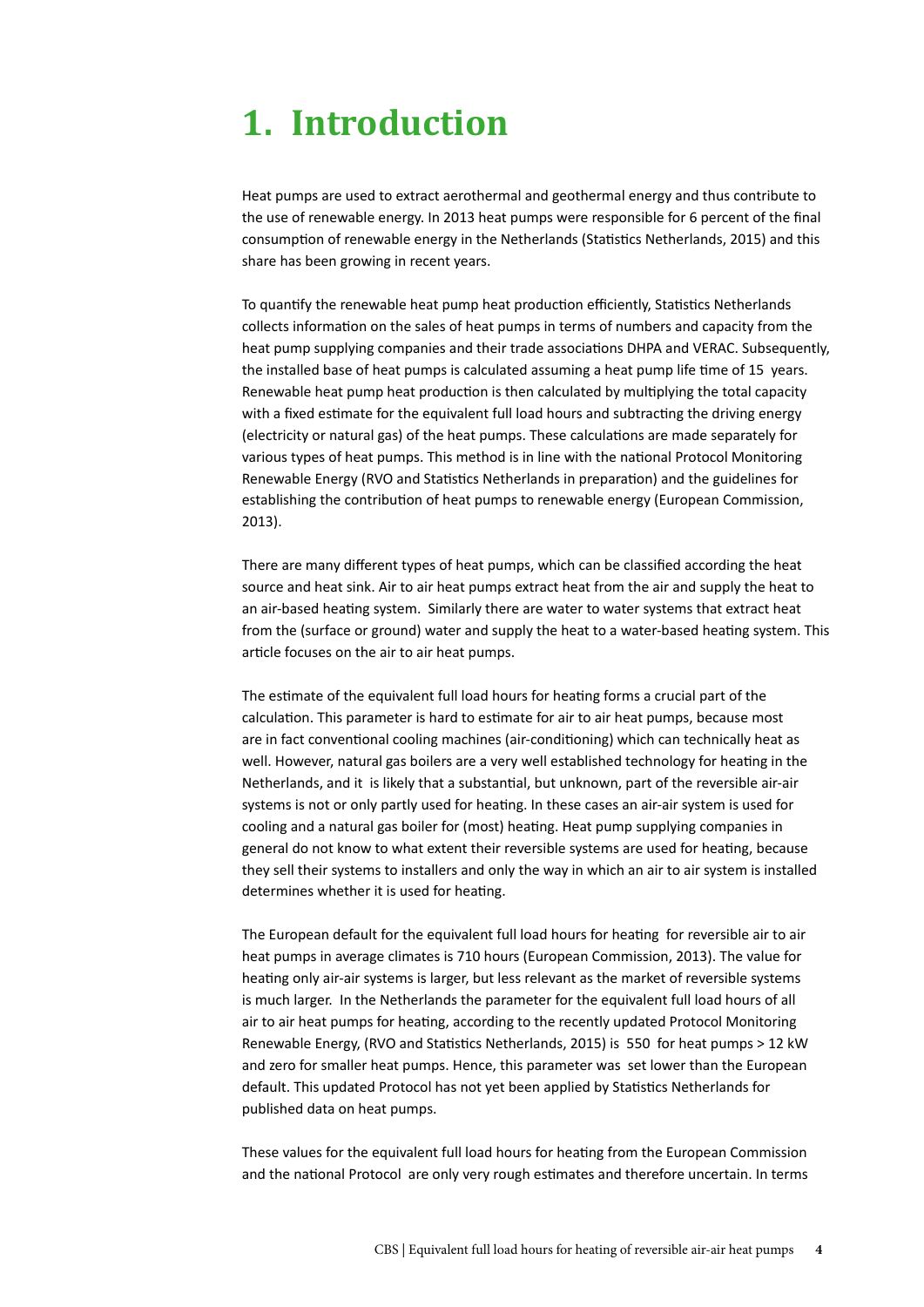# 1. Introduction

Heat pumps are used to extract aerothermal and geothermal energy and thus contribute to the use of renewable energy. In 2013 heat pumps were responsible for 6 percent of the final consumption of renewable energy in the Netherlands (Statistics Netherlands, 2015) and this share has been growing in recent years.

To quantify the renewable heat pump heat production efficiently, Statistics Netherlands collects information on the sales of heat pumps in terms of numbers and capacity from the heat pump supplying companies and their trade associations DHPA and VERAC. Subsequently, the installed base of heat pumps is calculated assuming a heat pump life time of 15 years. Renewable heat pump heat production is then calculated by multiplying the total capacity with a fixed estimate for the equivalent full load hours and subtracting the driving energy (electricity or natural gas) of the heat pumps. These calculations are made separately for various types of heat pumps. This method is in line with the national Protocol Monitoring Renewable Energy (RVO and Statistics Netherlands in preparation) and the guidelines for establishing the contribution of heat pumps to renewable energy (European Commission, 2013).

There are many different types of heat pumps, which can be classified according the heat source and heat sink. Air to air heat pumps extract heat from the air and supply the heat to an air-based heating system. Similarly there are water to water systems that extract heat from the (surface or ground) water and supply the heat to a water-based heating system. This article focuses on the air to air heat pumps.

The estimate of the equivalent full load hours for heating forms a crucial part of the calculation. This parameter is hard to estimate for air to air heat pumps, because most are in fact conventional cooling machines (air-conditioning) which can technically heat as well. However, natural gas boilers are a very well established technology for heating in the Netherlands, and it is likely that a substantial, but unknown, part of the reversible air-air systems is not or only partly used for heating. In these cases an air-air system is used for cooling and a natural gas boiler for (most) heating. Heat pump supplying companies in general do not know to what extent their reversible systems are used for heating, because they sell their systems to installers and only the way in which an air to air system is installed determines whether it is used for heating.

The European default for the equivalent full load hours for heating for reversible air to air heat pumps in average climates is 710 hours (European Commission, 2013). The value for heating only air-air systems is larger, but less relevant as the market of reversible systems is much larger. In the Netherlands the parameter for the equivalent full load hours of all air to air heat pumps for heating, according to the recently updated Protocol Monitoring Renewable Energy, (RVO and Statistics Netherlands, 2015) is 550 for heat pumps > 12 kW and zero for smaller heat pumps. Hence, this parameter was set lower than the European default. This updated Protocol has not yet been applied by Statistics Netherlands for published data on heat pumps.

These values for the equivalent full load hours for heating from the European Commission and the national Protocol are only very rough estimates and therefore uncertain. In terms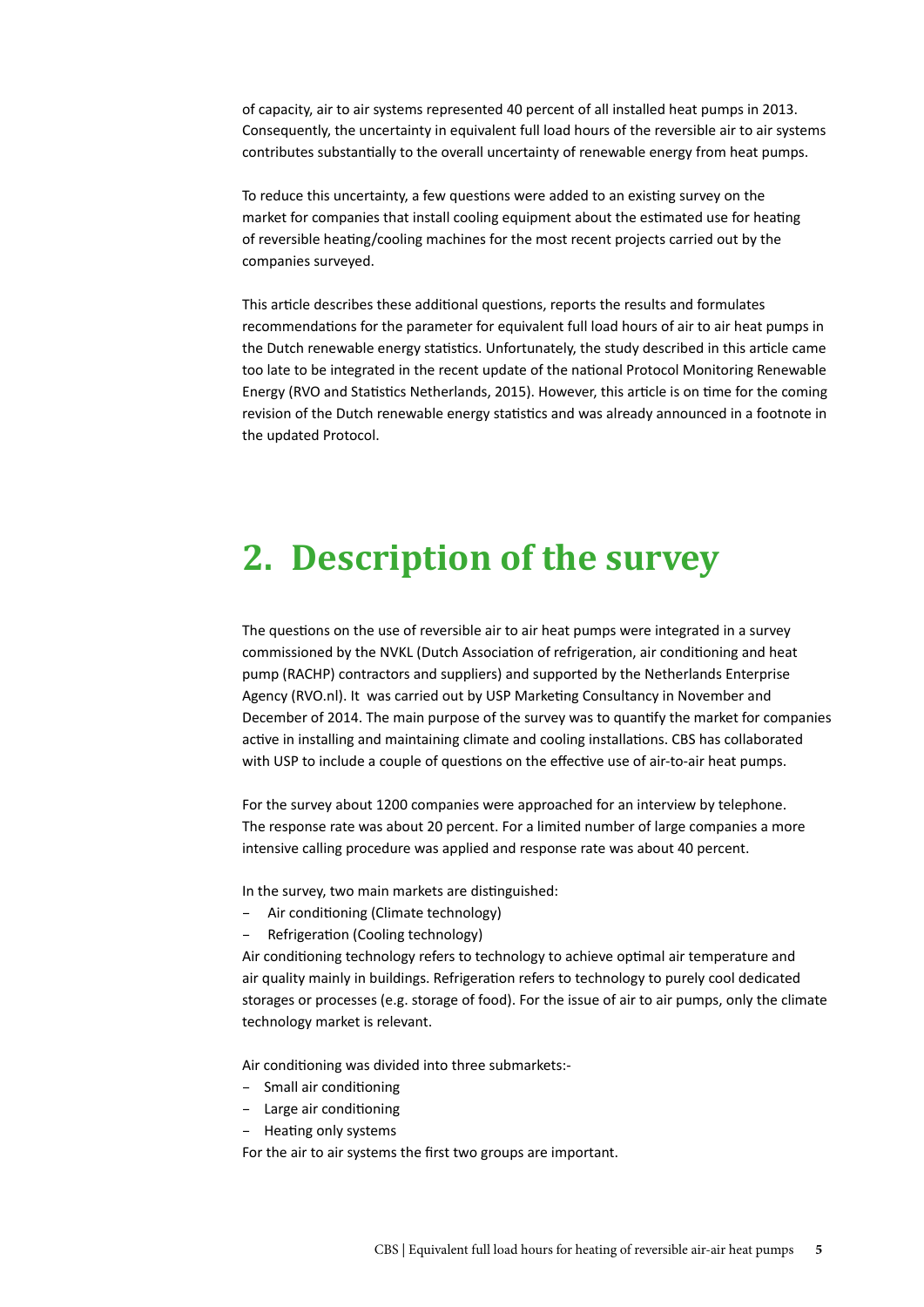of capacity, air to air systems represented 40 percent of all installed heat pumps in 2013. Consequently, the uncertainty in equivalent full load hours of the reversible air to air systems contributes substantially to the overall uncertainty of renewable energy from heat pumps.

To reduce this uncertainty, a few questions were added to an existing survey on the market for companies that install cooling equipment about the estimated use for heating of reversible heating/cooling machines for the most recent projects carried out by the companies surveyed.

This article describes these additional questions, reports the results and formulates recommendations for the parameter for equivalent full load hours of air to air heat pumps in the Dutch renewable energy statistics. Unfortunately, the study described in this article came too late to be integrated in the recent update of the national Protocol Monitoring Renewable Energy (RVO and Statistics Netherlands, 2015). However, this article is on time for the coming revision of the Dutch renewable energy statistics and was already announced in a footnote in the updated Protocol.

# 2. Description of the survey

The questions on the use of reversible air to air heat pumps were integrated in a survey commissioned by the NVKL (Dutch Association of refrigeration, air conditioning and heat pump (RACHP) contractors and suppliers) and supported by the Netherlands Enterprise Agency (RVO.nl). It was carried out by USP Marketing Consultancy in November and December of 2014. The main purpose of the survey was to quantify the market for companies active in installing and maintaining climate and cooling installations. CBS has collaborated with USP to include a couple of questions on the effective use of air-to-air heat pumps.

For the survey about 1200 companies were approached for an interview by telephone. The response rate was about 20 percent. For a limited number of large companies a more intensive calling procedure was applied and response rate was about 40 percent.

In the survey, two main markets are distinguished:

- Air conditioning (Climate technology)
- Refrigeration (Cooling technology)

Air conditioning technology refers to technology to achieve optimal air temperature and air quality mainly in buildings. Refrigeration refers to technology to purely cool dedicated storages or processes (e.g. storage of food). For the issue of air to air pumps, only the climate technology market is relevant.

Air conditioning was divided into three submarkets:-

- Small air conditioning
- Large air conditioning
- Heating only systems

For the air to air systems the first two groups are important.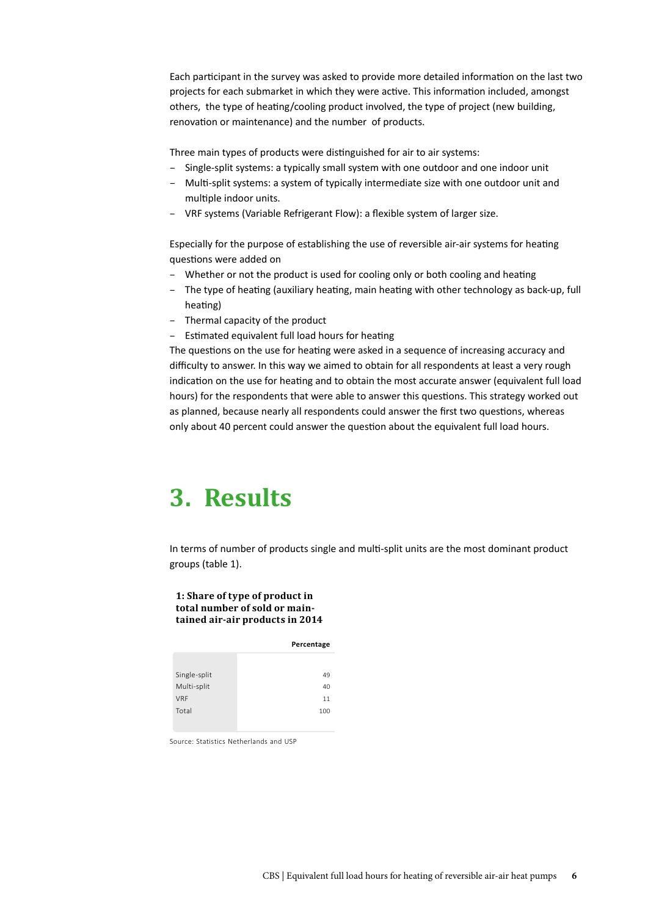Each participant in the survey was asked to provide more detailed information on the last two projects for each submarket in which they were active. This information included, amongst others, the type of heating/cooling product involved, the type of project (new building, renovation or maintenance) and the number of products.

Three main types of products were distinguished for air to air systems:

- Single-split systems: a typically small system with one outdoor and one indoor unit
- Multi-split systems: a system of typically intermediate size with one outdoor unit and multiple indoor units.
- VRF systems (Variable Refrigerant Flow): a flexible system of larger size.

Especially for the purpose of establishing the use of reversible air-air systems for heating questions were added on

- Whether or not the product is used for cooling only or both cooling and heating
- The type of heating (auxiliary heating, main heating with other technology as back-up, full heating)
- Thermal capacity of the product
- Estimated equivalent full load hours for heating

The questions on the use for heating were asked in a sequence of increasing accuracy and difficulty to answer. In this way we aimed to obtain for all respondents at least a very rough indication on the use for heating and to obtain the most accurate answer (equivalent full load hours) for the respondents that were able to answer this questions. This strategy worked out as planned, because nearly all respondents could answer the first two questions, whereas only about 40 percent could answer the question about the equivalent full load hours.

# 3. Results

In terms of number of products single and multi-split units are the most dominant product groups (table 1).

**1: Share of type of product in total number of sold or maintained air-air products in 2014**

| | Percentage |
|---|---|
| Single-split | 49 |
| Multi-split | 40 |
| VRF | 11 |
| Total | 100 |

Source: Statistics Netherlands and USP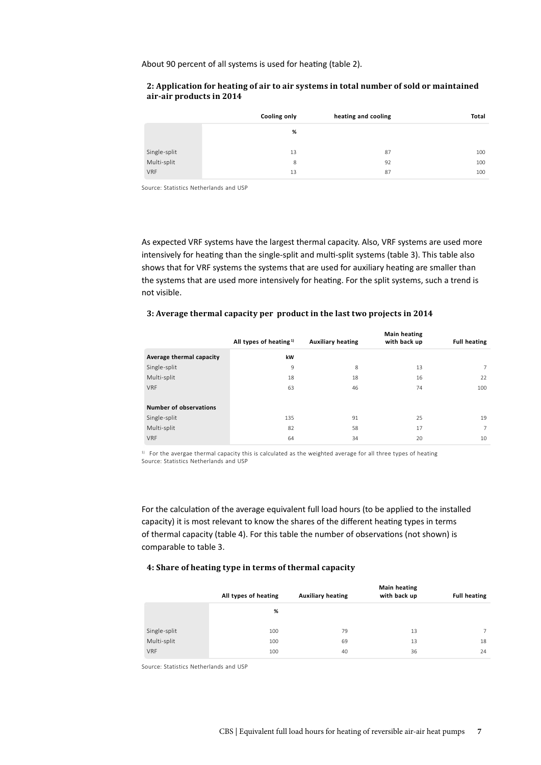About 90 percent of all systems is used for heating (table 2).

**2: Application for heating of air to air systems in total number of sold or maintained air-air products in 2014**

| | Cooling only | heating and cooling | Total |
|---|---|---|---|
| | % | | |
| Single-split | 13 | 87 | 100 |
| Multi-split | 8 | 92 | 100 |
| VRF | 13 | 87 | 100 |

Source: Statistics Netherlands and USP

As expected VRF systems have the largest thermal capacity. Also, VRF systems are used more intensively for heating than the single-split and multi-split systems (table 3). This table also shows that for VRF systems the systems that are used for auxiliary heating are smaller than the systems that are used more intensively for heating. For the split systems, such a trend is not visible.

**3: Average thermal capacity per product in the last two projects in 2014**

| | All types of heating [1] | Auxiliary heating | Main heating with back up | Full heating |
|---|---|---|---|---|
| **Average thermal capacity** | kW | | | |
| Single-split | 9 | 8 | 13 | 7 |
| Multi-split | 18 | 18 | 16 | 22 |
| VRF | 63 | 46 | 74 | 100 |
| | | | | |
| **Number of observations** | | | | |
| Single-split | 135 | 91 | 25 | 19 |
| Multi-split | 82 | 58 | 17 | 7 |
| VRF | 64 | 34 | 20 | 10 |

[1] For the avergae thermal capacity this is calculated as the weighted average for all three types of heating
Source: Statistics Netherlands and USP

For the calculation of the average equivalent full load hours (to be applied to the installed capacity) it is most relevant to know the shares of the different heating types in terms of thermal capacity (table 4). For this table the number of observations (not shown) is comparable to table 3.

**4: Share of heating type in terms of thermal capacity**

| | All types of heating | Auxiliary heating | Main heating with back up | Full heating |
|---|---|---|---|---|
| | % | | | |
| Single-split | 100 | 79 | 13 | 7 |
| Multi-split | 100 | 69 | 13 | 18 |
| VRF | 100 | 40 | 36 | 24 |

Source: Statistics Netherlands and USP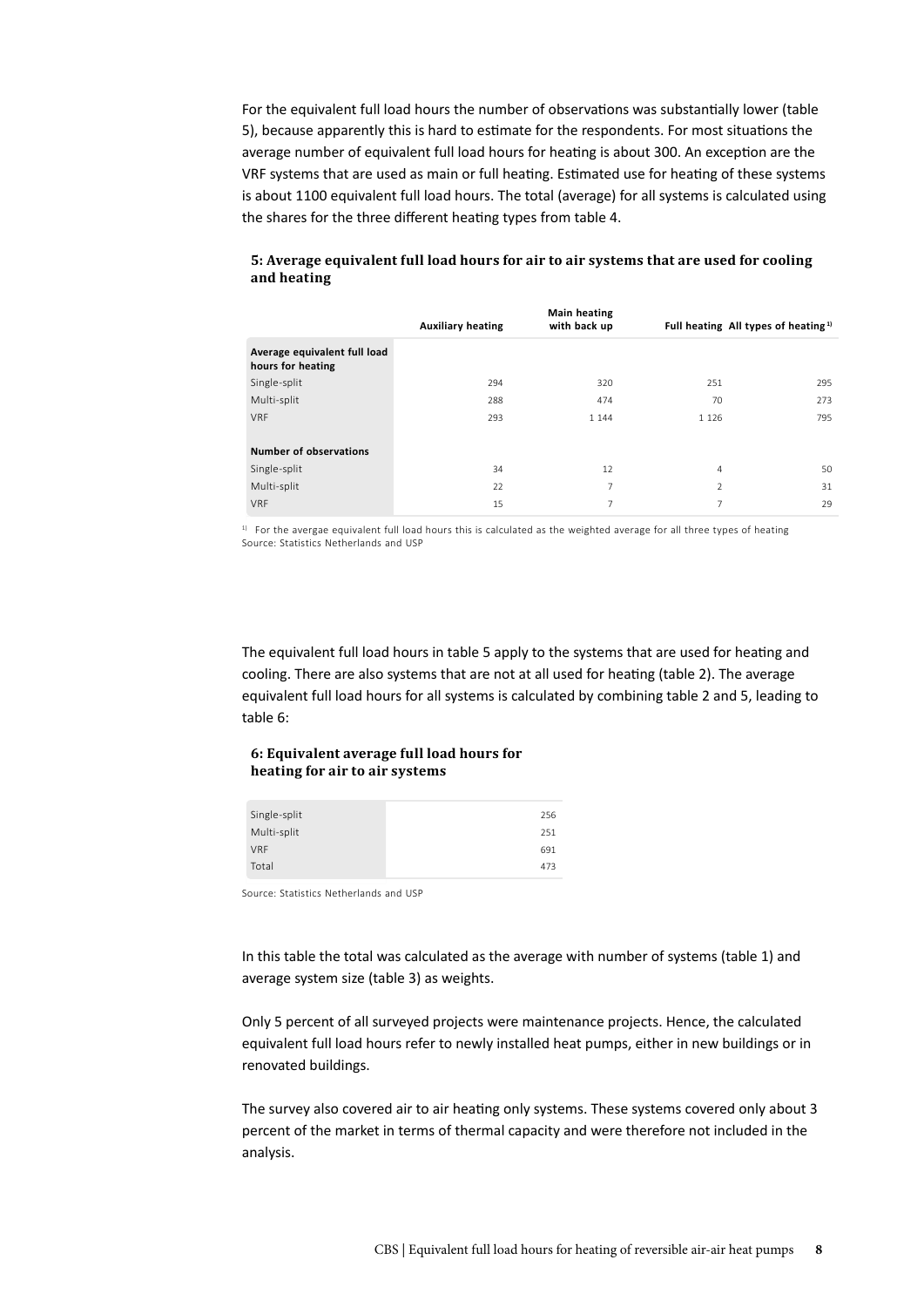For the equivalent full load hours the number of observations was substantially lower (table 5), because apparently this is hard to estimate for the respondents. For most situations the average number of equivalent full load hours for heating is about 300. An exception are the VRF systems that are used as main or full heating. Estimated use for heating of these systems is about 1100 equivalent full load hours. The total (average) for all systems is calculated using the shares for the three different heating types from table 4.

**5: Average equivalent full load hours for air to air systems that are used for cooling and heating**

| | Auxiliary heating | Main heating with back up | Full heating | All types of heating [1) ] |
|---|---|---|---|---|
| **Average equivalent full load hours for heating** | | | | |
| Single-split | 294 | 320 | 251 | 295 |
| Multi-split | 288 | 474 | 70 | 273 |
| VRF | 293 | 1 144 | 1 126 | 795 |
| | | | | |
| **Number of observations** | | | | |
| Single-split | 34 | 12 | 4 | 50 |
| Multi-split | 22 | 7 | 2 | 31 |
| VRF | 15 | 7 | 7 | 29 |

[1)] For the avergae equivalent full load hours this is calculated as the weighted average for all three types of heating
Source: Statistics Netherlands and USP

The equivalent full load hours in table 5 apply to the systems that are used for heating and cooling. There are also systems that are not at all used for heating (table 2). The average equivalent full load hours for all systems is calculated by combining table 2 and 5, leading to table 6:

**6: Equivalent average full load hours for heating for air to air systems**

| | |
|---|---|
| Single-split | 256 |
| Multi-split | 251 |
| VRF | 691 |
| Total | 473 |

Source: Statistics Netherlands and USP

In this table the total was calculated as the average with number of systems (table 1) and average system size (table 3) as weights.

Only 5 percent of all surveyed projects were maintenance projects. Hence, the calculated equivalent full load hours refer to newly installed heat pumps, either in new buildings or in renovated buildings.

The survey also covered air to air heating only systems. These systems covered only about 3 percent of the market in terms of thermal capacity and were therefore not included in the analysis.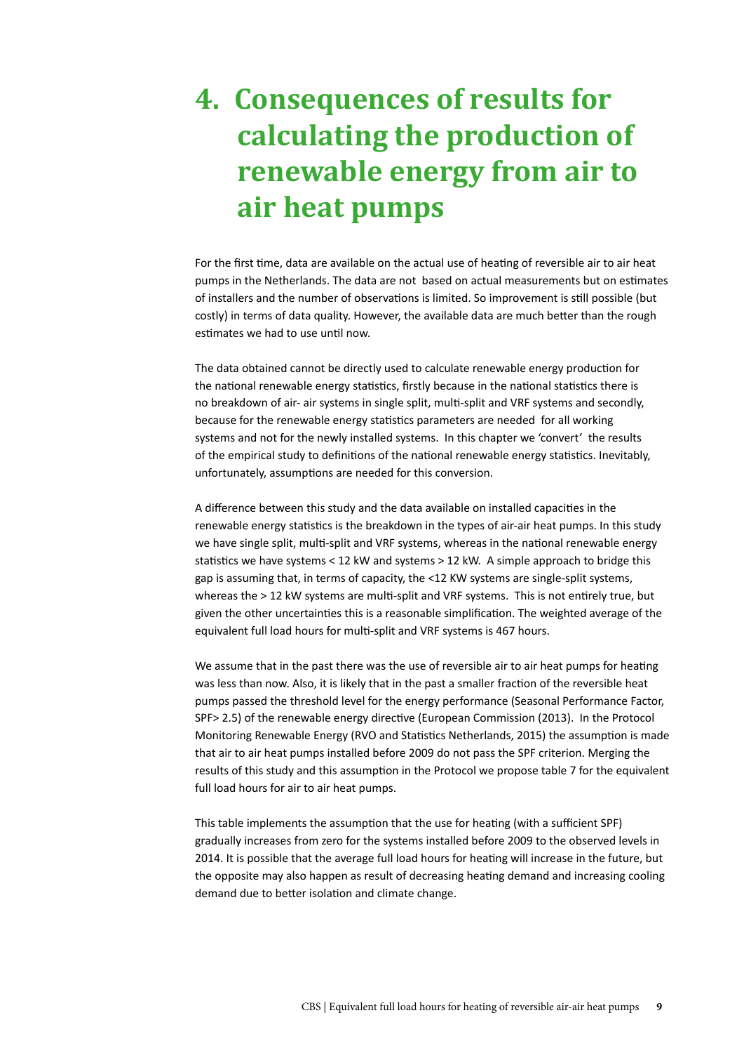# 4. Consequences of results for calculating the production of renewable energy from air to air heat pumps

For the first time, data are available on the actual use of heating of reversible air to air heat pumps in the Netherlands. The data are not based on actual measurements but on estimates of installers and the number of observations is limited. So improvement is still possible (but costly) in terms of data quality. However, the available data are much better than the rough estimates we had to use until now.

The data obtained cannot be directly used to calculate renewable energy production for the national renewable energy statistics, firstly because in the national statistics there is no breakdown of air- air systems in single split, multi-split and VRF systems and secondly, because for the renewable energy statistics parameters are needed for all working systems and not for the newly installed systems. In this chapter we 'convert' the results of the empirical study to definitions of the national renewable energy statistics. Inevitably, unfortunately, assumptions are needed for this conversion.

A difference between this study and the data available on installed capacities in the renewable energy statistics is the breakdown in the types of air-air heat pumps. In this study we have single split, multi-split and VRF systems, whereas in the national renewable energy statistics we have systems < 12 kW and systems > 12 kW. A simple approach to bridge this gap is assuming that, in terms of capacity, the <12 KW systems are single-split systems, whereas the > 12 kW systems are multi-split and VRF systems. This is not entirely true, but given the other uncertainties this is a reasonable simplification. The weighted average of the equivalent full load hours for multi-split and VRF systems is 467 hours.

We assume that in the past there was the use of reversible air to air heat pumps for heating was less than now. Also, it is likely that in the past a smaller fraction of the reversible heat pumps passed the threshold level for the energy performance (Seasonal Performance Factor, SPF> 2.5) of the renewable energy directive (European Commission (2013). In the Protocol Monitoring Renewable Energy (RVO and Statistics Netherlands, 2015) the assumption is made that air to air heat pumps installed before 2009 do not pass the SPF criterion. Merging the results of this study and this assumption in the Protocol we propose table 7 for the equivalent full load hours for air to air heat pumps.

This table implements the assumption that the use for heating (with a sufficient SPF) gradually increases from zero for the systems installed before 2009 to the observed levels in 2014. It is possible that the average full load hours for heating will increase in the future, but the opposite may also happen as result of decreasing heating demand and increasing cooling demand due to better isolation and climate change.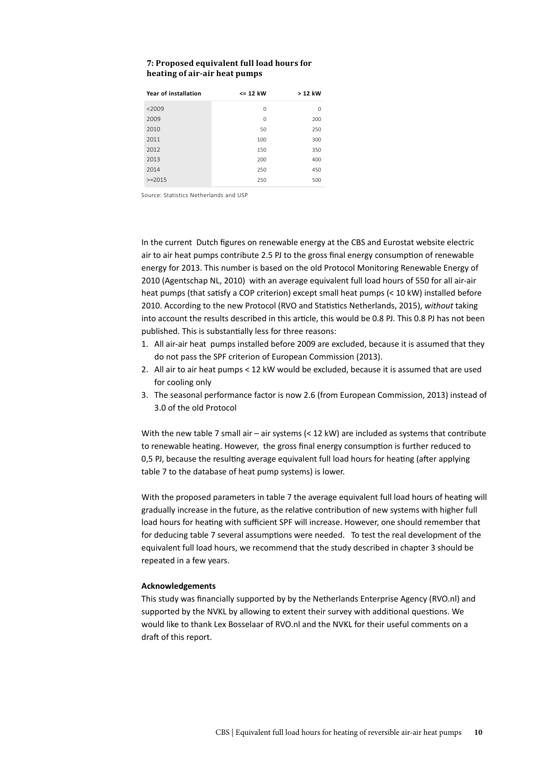**7: Proposed equivalent full load hours for heating of air-air heat pumps**

| Year of installation | <= 12 kW | > 12 kW |
|---|---|---|
| <2009 | 0 | 0 |
| 2009 | 0 | 200 |
| 2010 | 50 | 250 |
| 2011 | 100 | 300 |
| 2012 | 150 | 350 |
| 2013 | 200 | 400 |
| 2014 | 250 | 450 |
| >=2015 | 250 | 500 |

Source: Statistics Netherlands and USP

In the current Dutch figures on renewable energy at the CBS and Eurostat website electric air to air heat pumps contribute 2.5 PJ to the gross final energy consumption of renewable energy for 2013. This number is based on the old Protocol Monitoring Renewable Energy of 2010 (Agentschap NL, 2010) with an average equivalent full load hours of 550 for all air-air heat pumps (that satisfy a COP criterion) except small heat pumps (< 10 kW) installed before 2010. According to the new Protocol (RVO and Statistics Netherlands, 2015), *without* taking into account the results described in this article, this would be 0.8 PJ. This 0.8 PJ has not been published. This is substantially less for three reasons:

1. All air-air heat pumps installed before 2009 are excluded, because it is assumed that they do not pass the SPF criterion of European Commission (2013).
2. All air to air heat pumps < 12 kW would be excluded, because it is assumed that are used for cooling only
3. The seasonal performance factor is now 2.6 (from European Commission, 2013) instead of 3.0 of the old Protocol

With the new table 7 small air – air systems (< 12 kW) are included as systems that contribute to renewable heating. However, the gross final energy consumption is further reduced to 0,5 PJ, because the resulting average equivalent full load hours for heating (after applying table 7 to the database of heat pump systems) is lower.

With the proposed parameters in table 7 the average equivalent full load hours of heating will gradually increase in the future, as the relative contribution of new systems with higher full load hours for heating with sufficient SPF will increase. However, one should remember that for deducing table 7 several assumptions were needed. To test the real development of the equivalent full load hours, we recommend that the study described in chapter 3 should be repeated in a few years.

**Acknowledgements**

This study was financially supported by by the Netherlands Enterprise Agency (RVO.nl) and supported by the NVKL by allowing to extent their survey with additional questions. We would like to thank Lex Bosselaar of RVO.nl and the NVKL for their useful comments on a draft of this report.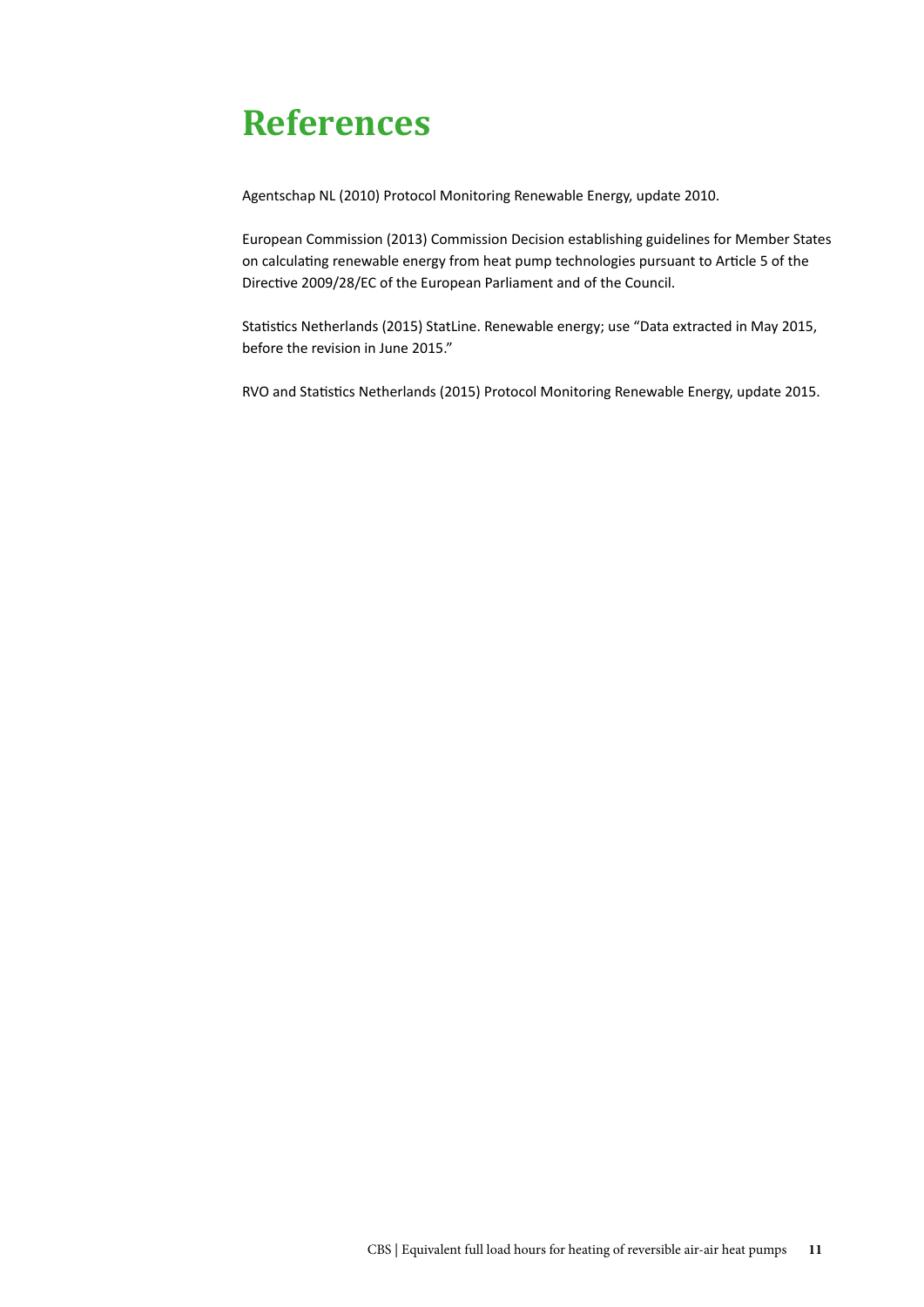# References

Agentschap NL (2010) Protocol Monitoring Renewable Energy, update 2010.

European Commission (2013) Commission Decision establishing guidelines for Member States on calculating renewable energy from heat pump technologies pursuant to Article 5 of the Directive 2009/28/EC of the European Parliament and of the Council.

Statistics Netherlands (2015) StatLine. Renewable energy; use "Data extracted in May 2015, before the revision in June 2015."

RVO and Statistics Netherlands (2015) Protocol Monitoring Renewable Energy, update 2015.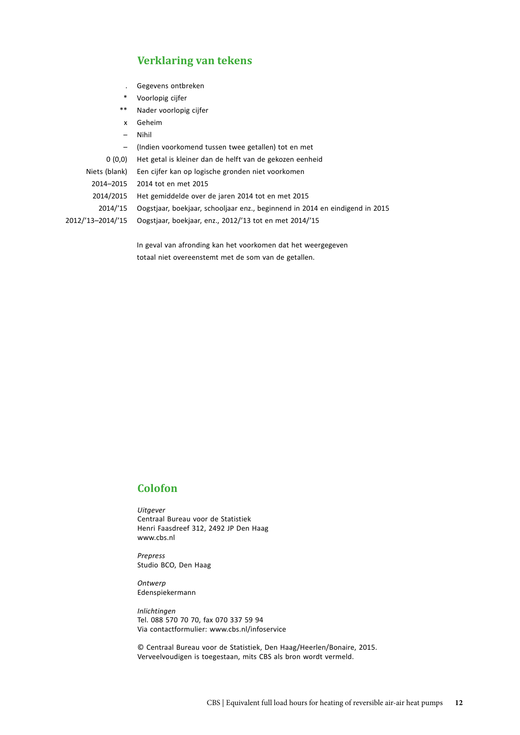## Verklaring van tekens

| | |
|---|---|
| . | Gegevens ontbreken |
| * | Voorlopig cijfer |
| ** | Nader voorlopig cijfer |
| x | Geheim |
| – | Nihil |
| – | (Indien voorkomend tussen twee getallen) tot en met |
| 0 (0,0) | Het getal is kleiner dan de helft van de gekozen eenheid |
| Niets (blank) | Een cijfer kan op logische gronden niet voorkomen |
| 2014–2015 | 2014 tot en met 2015 |
| 2014/2015 | Het gemiddelde over de jaren 2014 tot en met 2015 |
| 2014/'15 | Oogstjaar, boekjaar, schooljaar enz., beginnend in 2014 en eindigend in 2015 |
| 2012/'13–2014/'15 | Oogstjaar, boekjaar, enz., 2012/'13 tot en met 2014/'15 |

In geval van afronding kan het voorkomen dat het weergegeven totaal niet overeenstemt met de som van de getallen.

## Colofon

*Uitgever*
Centraal Bureau voor de Statistiek
Henri Faasdreef 312, 2492 JP Den Haag
www.cbs.nl

*Prepress*
Studio BCO, Den Haag

*Ontwerp*
Edenspiekermann

*Inlichtingen*
Tel. 088 570 70 70, fax 070 337 59 94
Via contactformulier: www.cbs.nl/infoservice

© Centraal Bureau voor de Statistiek, Den Haag/Heerlen/Bonaire, 2015.
Verveelvoudigen is toegestaan, mits CBS als bron wordt vermeld.